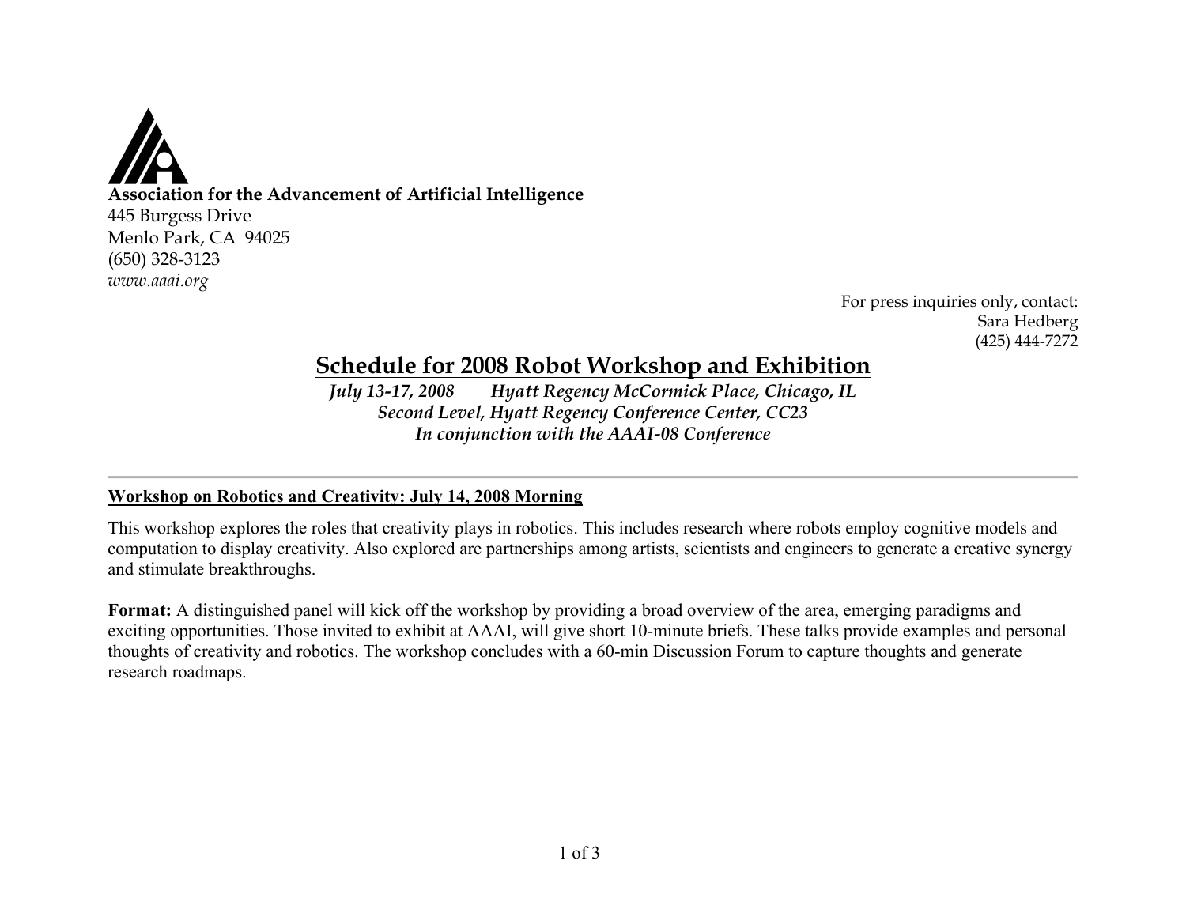**Association for the Advancement of Artificial Intelligence**
445 Burgess Drive
Menlo Park, CA 94025
(650) 328-3123
*www.aaai.org*

For press inquiries only, contact:
Sara Hedberg
(425) 444-7272

# Schedule for 2008 Robot Workshop and Exhibition

*July 13-17, 2008 Hyatt Regency McCormick Place, Chicago, IL*
*Second Level, Hyatt Regency Conference Center, CC23*
*In conjunction with the AAAI-08 Conference*

---

## Workshop on Robotics and Creativity: July 14, 2008 Morning

This workshop explores the roles that creativity plays in robotics. This includes research where robots employ cognitive models and computation to display creativity. Also explored are partnerships among artists, scientists and engineers to generate a creative synergy and stimulate breakthroughs.

**Format:** A distinguished panel will kick off the workshop by providing a broad overview of the area, emerging paradigms and exciting opportunities. Those invited to exhibit at AAAI, will give short 10-minute briefs. These talks provide examples and personal thoughts of creativity and robotics. The workshop concludes with a 60-min Discussion Forum to capture thoughts and generate research roadmaps.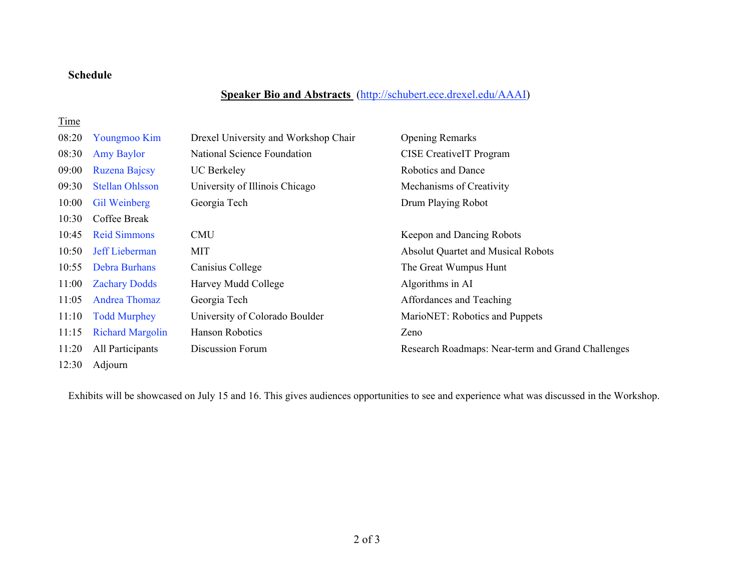**Schedule**

**Speaker Bio and Abstracts** (http://schubert.ece.drexel.edu/AAAI)

| Time | | | |
|---|---|---|---|
| 08:20 | Youngmoo Kim | Drexel University and Workshop Chair | Opening Remarks |
| 08:30 | Amy Baylor | National Science Foundation | CISE CreativeIT Program |
| 09:00 | Ruzena Bajcsy | UC Berkeley | Robotics and Dance |
| 09:30 | Stellan Ohlsson | University of Illinois Chicago | Mechanisms of Creativity |
| 10:00 | Gil Weinberg | Georgia Tech | Drum Playing Robot |
| 10:30 | Coffee Break | | |
| 10:45 | Reid Simmons | CMU | Keepon and Dancing Robots |
| 10:50 | Jeff Lieberman | MIT | Absolut Quartet and Musical Robots |
| 10:55 | Debra Burhans | Canisius College | The Great Wumpus Hunt |
| 11:00 | Zachary Dodds | Harvey Mudd College | Algorithms in AI |
| 11:05 | Andrea Thomaz | Georgia Tech | Affordances and Teaching |
| 11:10 | Todd Murphey | University of Colorado Boulder | MarioNET: Robotics and Puppets |
| 11:15 | Richard Margolin | Hanson Robotics | Zeno |
| 11:20 | All Participants | Discussion Forum | Research Roadmaps: Near-term and Grand Challenges |
| 12:30 | Adjourn | | |

Exhibits will be showcased on July 15 and 16. This gives audiences opportunities to see and experience what was discussed in the Workshop.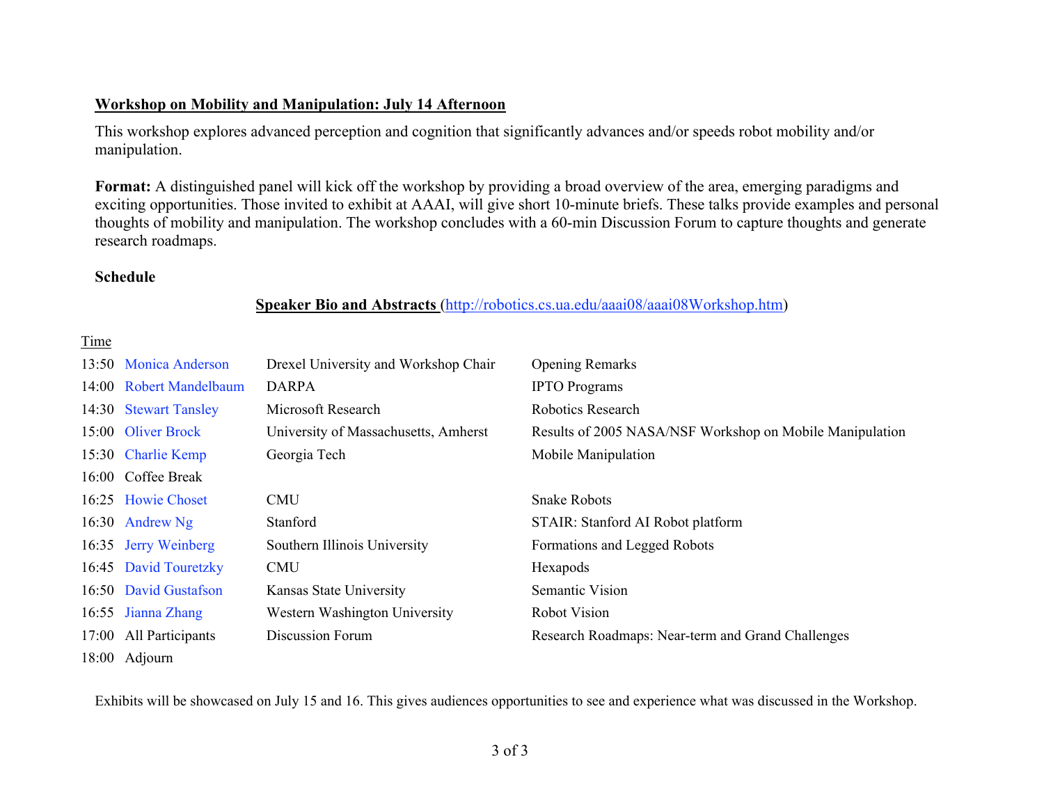**Workshop on Mobility and Manipulation: July 14 Afternoon**

This workshop explores advanced perception and cognition that significantly advances and/or speeds robot mobility and/or manipulation.

**Format:** A distinguished panel will kick off the workshop by providing a broad overview of the area, emerging paradigms and exciting opportunities. Those invited to exhibit at AAAI, will give short 10-minute briefs. These talks provide examples and personal thoughts of mobility and manipulation. The workshop concludes with a 60-min Discussion Forum to capture thoughts and generate research roadmaps.

**Schedule**

**Speaker Bio and Abstracts** (http://robotics.cs.ua.edu/aaai08/aaai08Workshop.htm)

| Time | | | |
|---|---|---|---|
| 13:50 | Monica Anderson | Drexel University and Workshop Chair | Opening Remarks |
| 14:00 | Robert Mandelbaum | DARPA | IPTO Programs |
| 14:30 | Stewart Tansley | Microsoft Research | Robotics Research |
| 15:00 | Oliver Brock | University of Massachusetts, Amherst | Results of 2005 NASA/NSF Workshop on Mobile Manipulation |
| 15:30 | Charlie Kemp | Georgia Tech | Mobile Manipulation |
| 16:00 | Coffee Break | | |
| 16:25 | Howie Choset | CMU | Snake Robots |
| 16:30 | Andrew Ng | Stanford | STAIR: Stanford AI Robot platform |
| 16:35 | Jerry Weinberg | Southern Illinois University | Formations and Legged Robots |
| 16:45 | David Touretzky | CMU | Hexapods |
| 16:50 | David Gustafson | Kansas State University | Semantic Vision |
| 16:55 | Jianna Zhang | Western Washington University | Robot Vision |
| 17:00 | All Participants | Discussion Forum | Research Roadmaps: Near-term and Grand Challenges |
| 18:00 | Adjourn | | |

Exhibits will be showcased on July 15 and 16. This gives audiences opportunities to see and experience what was discussed in the Workshop.